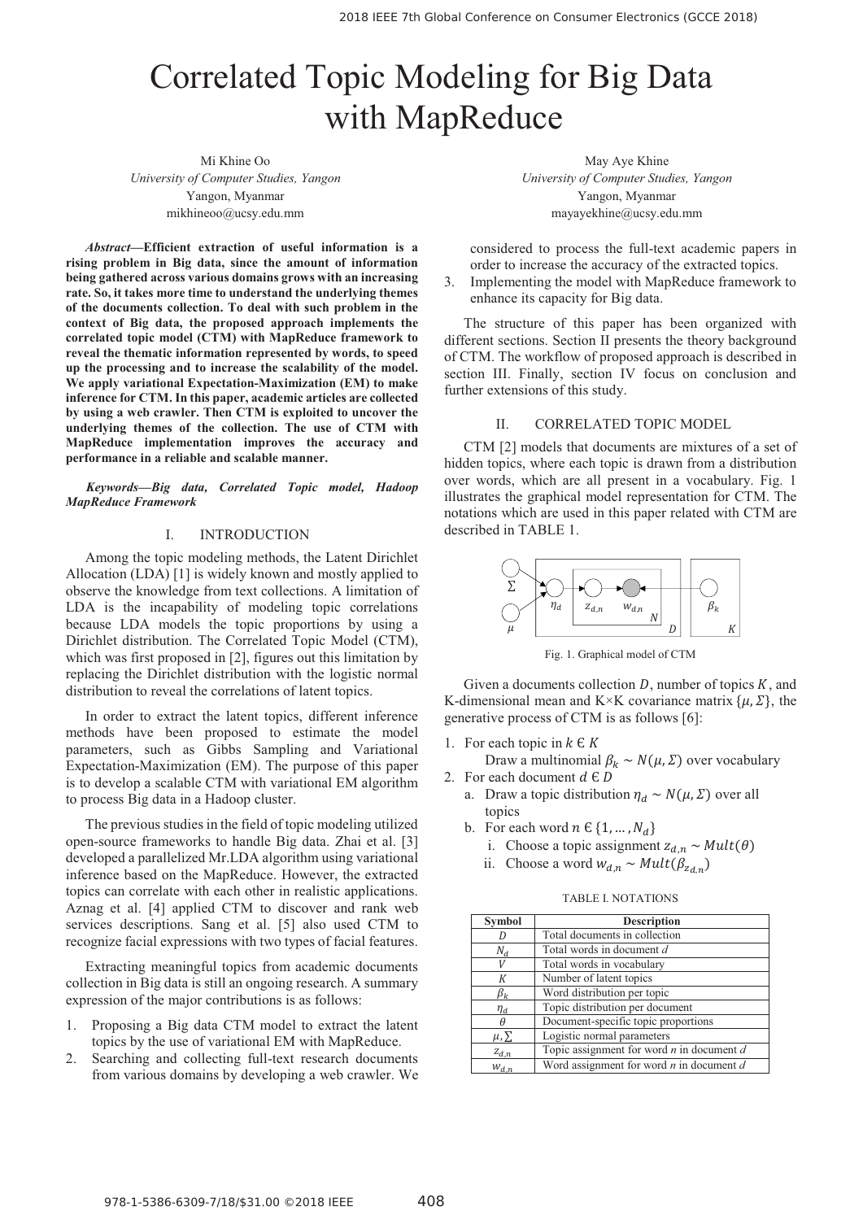# Correlated Topic Modeling for Big Data with MapReduce

Mi Khine Oo
*University of Computer Studies, Yangon*
Yangon, Myanmar
mikhineoo@ucsy.edu.mm

May Aye Khine
*University of Computer Studies, Yangon*
Yangon, Myanmar
mayayekhine@ucsy.edu.mm

***Abstract*—Efficient extraction of useful information is a rising problem in Big data, since the amount of information being gathered across various domains grows with an increasing rate. So, it takes more time to understand the underlying themes of the documents collection. To deal with such problem in the context of Big data, the proposed approach implements the correlated topic model (CTM) with MapReduce framework to reveal the thematic information represented by words, to speed up the processing and to increase the scalability of the model. We apply variational Expectation-Maximization (EM) to make inference for CTM. In this paper, academic articles are collected by using a web crawler. Then CTM is exploited to uncover the underlying themes of the collection. The use of CTM with MapReduce implementation improves the accuracy and performance in a reliable and scalable manner.**

***Keywords*—Big data, Correlated Topic model, Hadoop MapReduce Framework**

## I. INTRODUCTION

Among the topic modeling methods, the Latent Dirichlet Allocation (LDA) [1] is widely known and mostly applied to observe the knowledge from text collections. A limitation of LDA is the incapability of modeling topic correlations because LDA models the topic proportions by using a Dirichlet distribution. The Correlated Topic Model (CTM), which was first proposed in [2], figures out this limitation by replacing the Dirichlet distribution with the logistic normal distribution to reveal the correlations of latent topics.

In order to extract the latent topics, different inference methods have been proposed to estimate the model parameters, such as Gibbs Sampling and Variational Expectation-Maximization (EM). The purpose of this paper is to develop a scalable CTM with variational EM algorithm to process Big data in a Hadoop cluster.

The previous studies in the field of topic modeling utilized open-source frameworks to handle Big data. Zhai et al. [3] developed a parallelized Mr.LDA algorithm using variational inference based on the MapReduce. However, the extracted topics can correlate with each other in realistic applications. Aznag et al. [4] applied CTM to discover and rank web services descriptions. Sang et al. [5] also used CTM to recognize facial expressions with two types of facial features.

Extracting meaningful topics from academic documents collection in Big data is still an ongoing research. A summary expression of the major contributions is as follows:

1. Proposing a Big data CTM model to extract the latent topics by the use of variational EM with MapReduce.
2. Searching and collecting full-text research documents from various domains by developing a web crawler. We considered to process the full-text academic papers in order to increase the accuracy of the extracted topics.
3. Implementing the model with MapReduce framework to enhance its capacity for Big data.

The structure of this paper has been organized with different sections. Section II presents the theory background of CTM. The workflow of proposed approach is described in section III. Finally, section IV focus on conclusion and further extensions of this study.

## II. CORRELATED TOPIC MODEL

CTM [2] models that documents are mixtures of a set of hidden topics, where each topic is drawn from a distribution over words, which are all present in a vocabulary. Fig. 1 illustrates the graphical model representation for CTM. The notations which are used in this paper related with CTM are described in TABLE 1.

Fig. 1. Graphical model of CTM

Given a documents collection $D$, number of topics $K$, and K-dimensional mean and K×K covariance matrix $\{\mu, \Sigma\}$, the generative process of CTM is as follows [6]:

1. For each topic in $k \in K$
   Draw a multinomial $\beta_k \sim N(\mu, \Sigma)$ over vocabulary
2. For each document $d \in D$
   a. Draw a topic distribution $\eta_d \sim N(\mu, \Sigma)$ over all topics
   b. For each word $n \in \{1, \ldots, N_d\}$
      i. Choose a topic assignment $z_{d,n} \sim Mult(\theta)$
      ii. Choose a word $w_{d,n} \sim Mult(\beta_{z_{d,n}})$

TABLE I. NOTATIONS

| Symbol | Description |
| --- | --- |
| $D$ | Total documents in collection |
| $N_d$ | Total words in document *d* |
| $V$ | Total words in vocabulary |
| $K$ | Number of latent topics |
| $\beta_k$ | Word distribution per topic |
| $\eta_d$ | Topic distribution per document |
| $\theta$ | Document-specific topic proportions |
| $\mu, \Sigma$ | Logistic normal parameters |
| $z_{d,n}$ | Topic assignment for word *n* in document *d* |
| $w_{d,n}$ | Word assignment for word *n* in document *d* |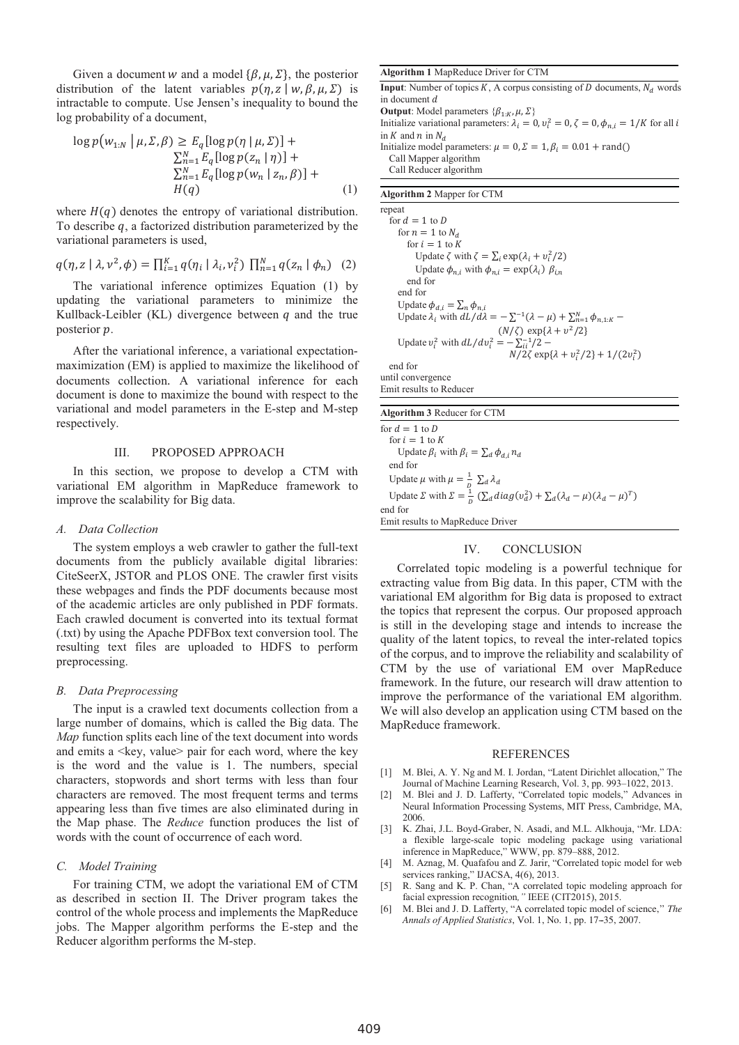Given a document $w$ and a model $\{\beta, \mu, \Sigma\}$, the posterior distribution of the latent variables $p(\eta, z \mid w, \beta, \mu, \Sigma)$ is intractable to compute. Use Jensen's inequality to bound the log probability of a document,

$$\log p(w_{1:N} \mid \mu, \Sigma, \beta) \geq E_q[\log p(\eta \mid \mu, \Sigma)] + \sum_{n=1}^{N} E_q[\log p(z_n \mid \eta)] + \sum_{n=1}^{N} E_q[\log p(w_n \mid z_n, \beta)] + H(q) \quad (1)$$

where $H(q)$ denotes the entropy of variational distribution. To describe $q$, a factorized distribution parameterized by the variational parameters is used,

$$q(\eta, z \mid \lambda, v^2, \phi) = \prod_{i=1}^{K} q(\eta_i \mid \lambda_i, v_i^2) \prod_{n=1}^{N} q(z_n \mid \phi_n) \quad (2)$$

The variational inference optimizes Equation (1) by updating the variational parameters to minimize the Kullback-Leibler (KL) divergence between $q$ and the true posterior $p$.

After the variational inference, a variational expectation-maximization (EM) is applied to maximize the likelihood of documents collection. A variational inference for each document is done to maximize the bound with respect to the variational and model parameters in the E-step and M-step respectively.

## III. PROPOSED APPROACH

In this section, we propose to develop a CTM with variational EM algorithm in MapReduce framework to improve the scalability for Big data.

### *A. Data Collection*

The system employs a web crawler to gather the full-text documents from the publicly available digital libraries: CiteSeerX, JSTOR and PLOS ONE. The crawler first visits these webpages and finds the PDF documents because most of the academic articles are only published in PDF formats. Each crawled document is converted into its textual format (.txt) by using the Apache PDFBox text conversion tool. The resulting text files are uploaded to HDFS to perform preprocessing.

### *B. Data Preprocessing*

The input is a crawled text documents collection from a large number of domains, which is called the Big data. The *Map* function splits each line of the text document into words and emits a <key, value> pair for each word, where the key is the word and the value is 1. The numbers, special characters, stopwords and short terms with less than four characters are removed. The most frequent terms and terms appearing less than five times are also eliminated during in the Map phase. The *Reduce* function produces the list of words with the count of occurrence of each word.

### *C. Model Training*

For training CTM, we adopt the variational EM of CTM as described in section II. The Driver program takes the control of the whole process and implements the MapReduce jobs. The Mapper algorithm performs the E-step and the Reducer algorithm performs the M-step.

**Algorithm 1** MapReduce Driver for CTM

**Input**: Number of topics $K$, A corpus consisting of $D$ documents, $N_d$ words in document $d$
**Output**: Model parameters $\{\beta_{1:K}, \mu, \Sigma\}$
Initialize variational parameters: $\lambda_i = 0, v_i^2 = 0, \zeta = 0, \phi_{n,i} = 1/K$ for all $i$ in $K$ and $n$ in $N_d$
Initialize model parameters: $\mu = 0, \Sigma = 1, \beta_i = 0.01 + \text{rand}()$
  Call Mapper algorithm
  Call Reducer algorithm

**Algorithm 2** Mapper for CTM

```
repeat
  for d = 1 to D
    for n = 1 to N_d
      for i = 1 to K
        Update ζ with ζ = Σ_i exp(λ_i + v_i^2/2)
        Update φ_{n,i} with φ_{n,i} = exp(λ_i) β_{i,n}
      end for
    end for
    Update φ_{d,i} = Σ_n φ_{n,i}
    Update λ_i with dL/dλ = −Σ^{-1}(λ − μ) + Σ_{n=1}^{N} φ_{n,1:K} −
                      (N/ζ) exp{λ + v^2/2}
    Update v_i^2 with dL/dv_i^2 = −Σ_{ii}^{-1}/2 −
                      N/2ζ exp{λ + v_i^2/2} + 1/(2v_i^2)
  end for
until convergence
Emit results to Reducer
```

**Algorithm 3** Reducer for CTM

```
for d = 1 to D
  for i = 1 to K
    Update β_i with β_i = Σ_d φ_{d,i} n_d
  end for
  Update μ with μ = (1/D) Σ_d λ_d
  Update Σ with Σ = (1/D) (Σ_d diag(v_d^2) + Σ_d (λ_d − μ)(λ_d − μ)^T)
end for
Emit results to MapReduce Driver
```

## IV. CONCLUSION

Correlated topic modeling is a powerful technique for extracting value from Big data. In this paper, CTM with the variational EM algorithm for Big data is proposed to extract the topics that represent the corpus. Our proposed approach is still in the developing stage and intends to increase the quality of the latent topics, to reveal the inter-related topics of the corpus, and to improve the reliability and scalability of CTM by the use of variational EM over MapReduce framework. In the future, our research will draw attention to improve the performance of the variational EM algorithm. We will also develop an application using CTM based on the MapReduce framework.

## REFERENCES

[1] M. Blei, A. Y. Ng and M. I. Jordan, "Latent Dirichlet allocation," The Journal of Machine Learning Research, Vol. 3, pp. 993–1022, 2013.

[2] M. Blei and J. D. Lafferty, "Correlated topic models," Advances in Neural Information Processing Systems, MIT Press, Cambridge, MA, 2006.

[3] K. Zhai, J.L. Boyd-Graber, N. Asadi, and M.L. Alkhouja, "Mr. LDA: a flexible large-scale topic modeling package using variational inference in MapReduce," WWW, pp. 879–888, 2012.

[4] M. Aznag, M. Quafafou and Z. Jarir, "Correlated topic model for web services ranking," IJACSA, 4(6), 2013.

[5] R. Sang and K. P. Chan, "A correlated topic modeling approach for facial expression recognition*,*" IEEE (CIT2015), 2015.

[6] M. Blei and J. D. Lafferty, "A correlated topic model of science," *The Annals of Applied Statistics*, Vol. 1, No. 1, pp. 17–35, 2007.